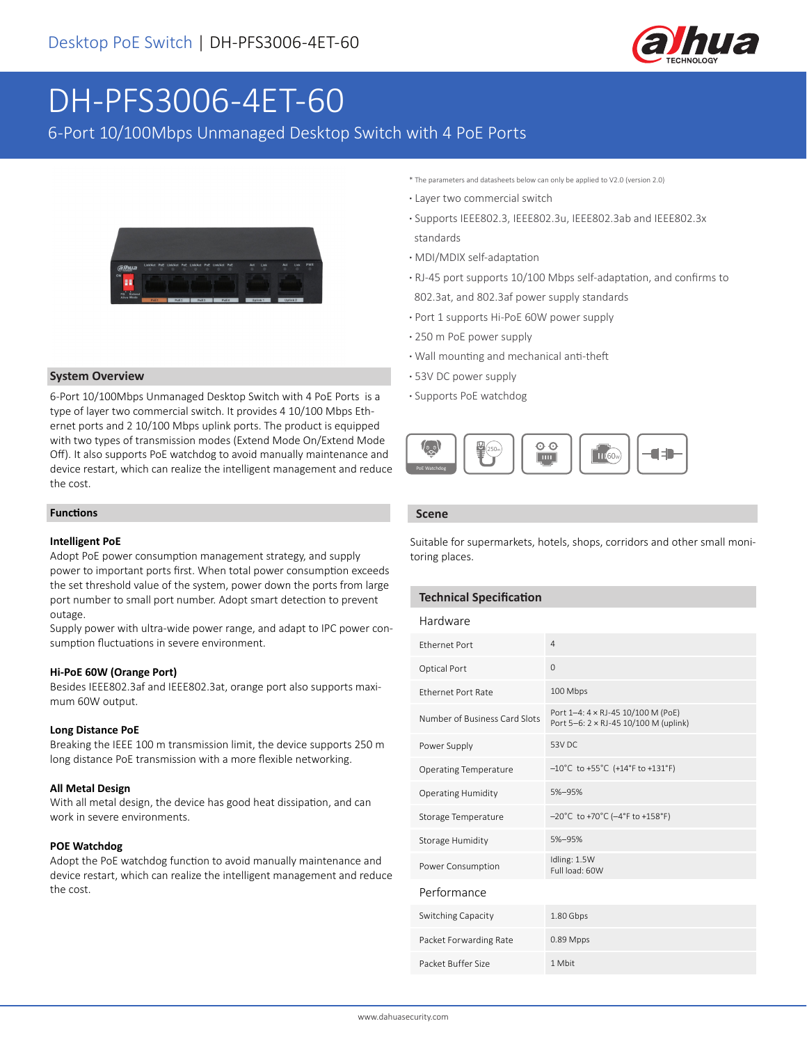Desktop PoE Switch | DH-PFS3006-4ET-60

# DH-PFS3006-4ET-60

6-Port 10/100Mbps Unmanaged Desktop Switch with 4 PoE Ports

* The parameters and datasheets below can only be applied to V2.0 (version 2.0)

- Layer two commercial switch
- Supports IEEE802.3, IEEE802.3u, IEEE802.3ab and IEEE802.3x standards
- MDI/MDIX self-adaptation
- RJ-45 port supports 10/100 Mbps self-adaptation, and confirms to 802.3at, and 802.3af power supply standards
- Port 1 supports Hi-PoE 60W power supply
- 250 m PoE power supply
- Wall mounting and mechanical anti-theft
- 53V DC power supply
- Supports PoE watchdog

## System Overview

6-Port 10/100Mbps Unmanaged Desktop Switch with 4 PoE Ports is a type of layer two commercial switch. It provides 4 10/100 Mbps Ethernet ports and 2 10/100 Mbps uplink ports. The product is equipped with two types of transmission modes (Extend Mode On/Extend Mode Off). It also supports PoE watchdog to avoid manually maintenance and device restart, which can realize the intelligent management and reduce the cost.

## Functions

### Intelligent PoE

Adopt PoE power consumption management strategy, and supply power to important ports first. When total power consumption exceeds the set threshold value of the system, power down the ports from large port number to small port number. Adopt smart detection to prevent outage.
Supply power with ultra-wide power range, and adapt to IPC power consumption fluctuations in severe environment.

### Hi-PoE 60W (Orange Port)

Besides IEEE802.3af and IEEE802.3at, orange port also supports maximum 60W output.

### Long Distance PoE

Breaking the IEEE 100 m transmission limit, the device supports 250 m long distance PoE transmission with a more flexible networking.

### All Metal Design

With all metal design, the device has good heat dissipation, and can work in severe environments.

### POE Watchdog

Adopt the PoE watchdog function to avoid manually maintenance and device restart, which can realize the intelligent management and reduce the cost.

## Scene

Suitable for supermarkets, hotels, shops, corridors and other small monitoring places.

## Technical Specification

### Hardware

| | |
|---|---|
| Ethernet Port | 4 |
| Optical Port | 0 |
| Ethernet Port Rate | 100 Mbps |
| Number of Business Card Slots | Port 1–4: 4 × RJ-45 10/100 M (PoE)<br>Port 5–6: 2 × RJ-45 10/100 M (uplink) |
| Power Supply | 53V DC |
| Operating Temperature | –10°C to +55°C (+14°F to +131°F) |
| Operating Humidity | 5%–95% |
| Storage Temperature | –20°C to +70°C (–4°F to +158°F) |
| Storage Humidity | 5%–95% |
| Power Consumption | Idling: 1.5W<br>Full load: 60W |

### Performance

| | |
|---|---|
| Switching Capacity | 1.80 Gbps |
| Packet Forwarding Rate | 0.89 Mpps |
| Packet Buffer Size | 1 Mbit |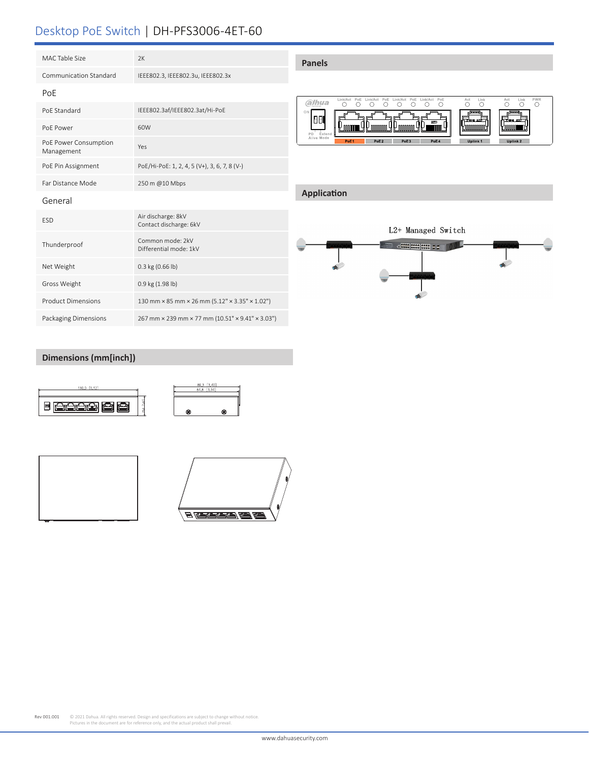| | |
|---|---|
| MAC Table Size | 2K |
| Communication Standard | IEEE802.3, IEEE802.3u, IEEE802.3x |

### PoE

| | |
|---|---|
| PoE Standard | IEEE802.3af/IEEE802.3at/Hi-PoE |
| PoE Power | 60W |
| PoE Power Consumption Management | Yes |
| PoE Pin Assignment | PoE/Hi-PoE: 1, 2, 4, 5 (V+), 3, 6, 7, 8 (V-) |
| Far Distance Mode | 250 m @10 Mbps |

### General

| | |
|---|---|
| ESD | Air discharge: 8kV<br>Contact discharge: 6kV |
| Thunderproof | Common mode: 2kV<br>Differential mode: 1kV |
| Net Weight | 0.3 kg (0.66 lb) |
| Gross Weight | 0.9 kg (1.98 lb) |
| Product Dimensions | 130 mm × 85 mm × 26 mm (5.12" × 3.35" × 1.02") |
| Packaging Dimensions | 267 mm × 239 mm × 77 mm (10.51" × 9.41" × 3.03") |

## Panels

alhua
Link/Act PoE Link/Act PoE Link/Act PoE Link/Act PoE Act Link Act Link PWR
ON
PD Extend
Alive Mode
PoE 1 PoE 2 PoE 3 PoE 4 Uplink 1 Uplink 2

## Application

L2+ Managed Switch

## Dimensions (mm[inch])

130.0 [5.12]
26 [1.02]
86.3 [3.40]
84.8 [3.34]

Rev 001.001 © 2021 Dahua. All rights reserved. Design and specifications are subject to change without notice.
Pictures in the document are for reference only, and the actual product shall prevail.

www.dahuasecurity.com